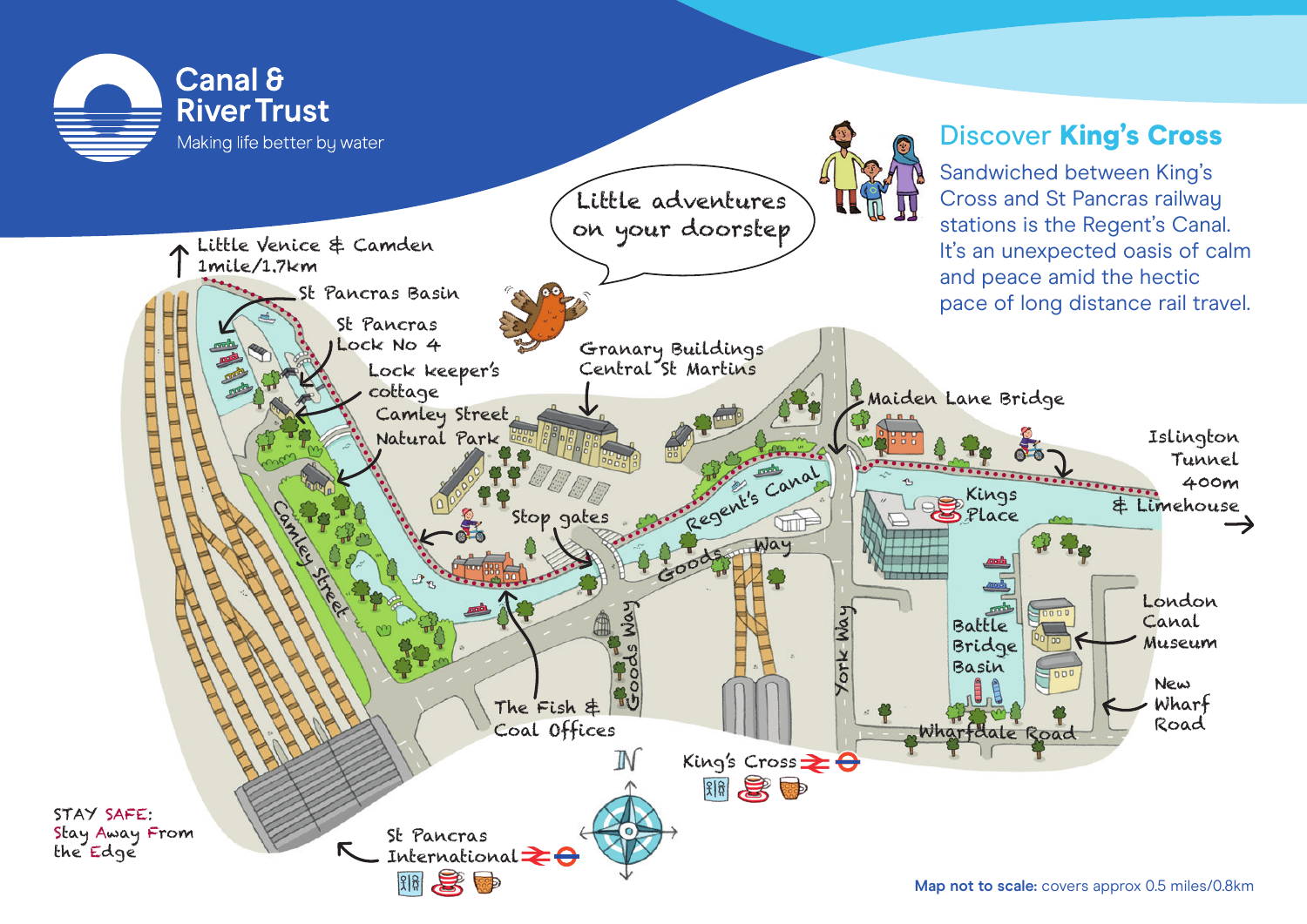# Canal & River Trust

Making life better by water

## Discover **King's Cross**

Sandwiched between King's Cross and St Pancras railway stations is the Regent's Canal. It's an unexpected oasis of calm and peace amid the hectic pace of long distance rail travel.

Little adventures on your doorstep

Little Venice & Camden 1mile/1.7km

St Pancras Basin

St Pancras Lock No 4

Lock keeper's cottage

Camley Street Natural Park

Granary Buildings Central St Martins

Maiden Lane Bridge

Islington Tunnel 400m & Limehouse

Regent's Canal

Kings Place

Stop gates

Goods Way

Camley Street

Battle Bridge Basin

London Canal Museum

New Wharf Road

York Way

Wharfdale Road

The Fish & Coal Offices

King's Cross

St Pancras International

STAY SAFE: Stay Away From the Edge

**Map not to scale:** covers approx 0.5 miles/0.8km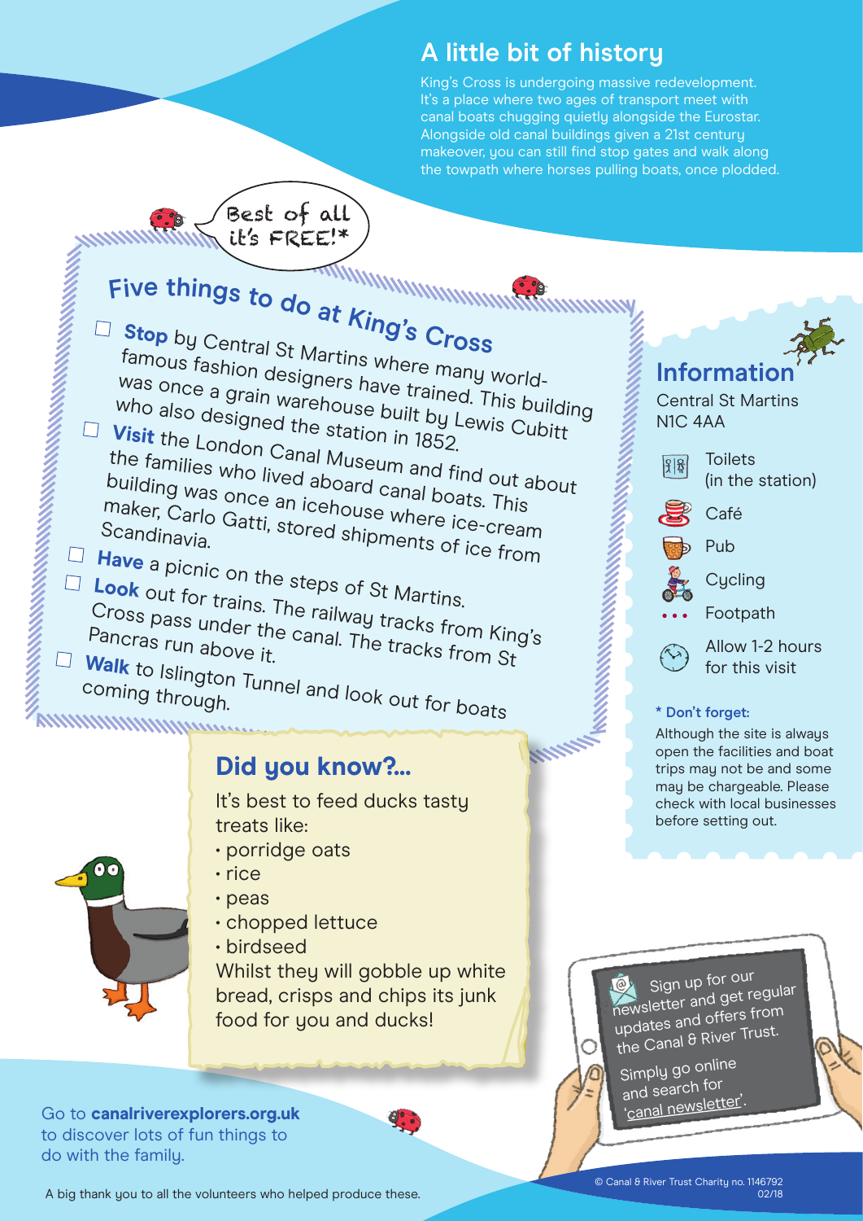## A little bit of history

King's Cross is undergoing massive redevelopment. It's a place where two ages of transport meet with canal boats chugging quietly alongside the Eurostar. Alongside old canal buildings given a 21st century makeover, you can still find stop gates and walk along the towpath where horses pulling boats, once plodded.

Best of all it's FREE!*

## Five things to do at King's Cross

- ☐ **Stop** by Central St Martins where many world-famous fashion designers have trained. This building was once a grain warehouse built by Lewis Cubitt who also designed the station in 1852.
- ☐ **Visit** the London Canal Museum and find out about the families who lived aboard canal boats. This building was once an icehouse where ice-cream maker, Carlo Gatti, stored shipments of ice from Scandinavia.
- ☐ **Have** a picnic on the steps of St Martins.
- ☐ **Look** out for trains. The railway tracks from King's Cross pass under the canal. The tracks from St Pancras run above it.
- ☐ **Walk** to Islington Tunnel and look out for boats coming through.

## Information

Central St Martins
N1C 4AA

- Toilets (in the station)
- Café
- Pub
- Cycling
- Footpath
- Allow 1-2 hours for this visit

**\* Don't forget:**

Although the site is always open the facilities and boat trips may not be and some may be chargeable. Please check with local businesses before setting out.

## Did you know?...

It's best to feed ducks tasty treats like:

- porridge oats
- rice
- peas
- chopped lettuce
- birdseed

Whilst they will gobble up white bread, crisps and chips its junk food for you and ducks!

Sign up for our newsletter and get regular updates and offers from the Canal & River Trust.

Simply go online and search for 'canal newsletter'.

Go to **canalriverexplorers.org.uk** to discover lots of fun things to do with the family.

A big thank you to all the volunteers who helped produce these.

© Canal & River Trust Charity no. 1146792
02/18